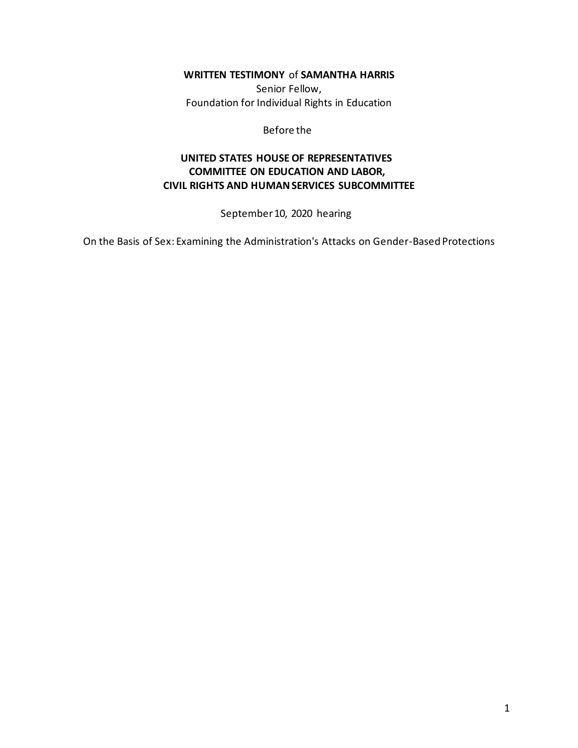**WRITTEN TESTIMONY** of **SAMANTHA HARRIS**
Senior Fellow,
Foundation for Individual Rights in Education

Before the

**UNITED STATES HOUSE OF REPRESENTATIVES**
**COMMITTEE ON EDUCATION AND LABOR,**
**CIVIL RIGHTS AND HUMAN SERVICES SUBCOMMITTEE**

September 10, 2020 hearing

On the Basis of Sex: Examining the Administration's Attacks on Gender-Based Protections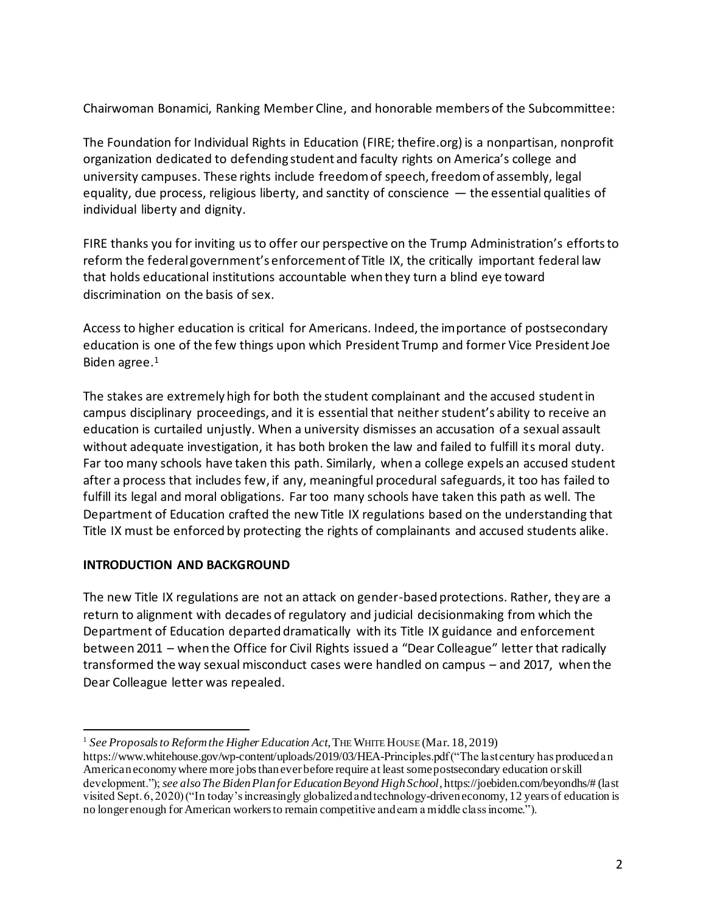Chairwoman Bonamici, Ranking Member Cline, and honorable members of the Subcommittee:

The Foundation for Individual Rights in Education (FIRE; thefire.org) is a nonpartisan, nonprofit organization dedicated to defending student and faculty rights on America's college and university campuses. These rights include freedom of speech, freedom of assembly, legal equality, due process, religious liberty, and sanctity of conscience — the essential qualities of individual liberty and dignity.

FIRE thanks you for inviting us to offer our perspective on the Trump Administration's efforts to reform the federal government's enforcement of Title IX, the critically important federal law that holds educational institutions accountable when they turn a blind eye toward discrimination on the basis of sex.

Access to higher education is critical for Americans. Indeed, the importance of postsecondary education is one of the few things upon which President Trump and former Vice President Joe Biden agree.[1]

The stakes are extremely high for both the student complainant and the accused student in campus disciplinary proceedings, and it is essential that neither student's ability to receive an education is curtailed unjustly. When a university dismisses an accusation of a sexual assault without adequate investigation, it has both broken the law and failed to fulfill its moral duty. Far too many schools have taken this path. Similarly, when a college expels an accused student after a process that includes few, if any, meaningful procedural safeguards, it too has failed to fulfill its legal and moral obligations. Far too many schools have taken this path as well. The Department of Education crafted the new Title IX regulations based on the understanding that Title IX must be enforced by protecting the rights of complainants and accused students alike.

## INTRODUCTION AND BACKGROUND

The new Title IX regulations are not an attack on gender-based protections. Rather, they are a return to alignment with decades of regulatory and judicial decisionmaking from which the Department of Education departed dramatically with its Title IX guidance and enforcement between 2011 – when the Office for Civil Rights issued a "Dear Colleague" letter that radically transformed the way sexual misconduct cases were handled on campus – and 2017, when the Dear Colleague letter was repealed.

---

[1] *See Proposals to Reform the Higher Education Act*, THE WHITE HOUSE (Mar. 18, 2019) https://www.whitehouse.gov/wp-content/uploads/2019/03/HEA-Principles.pdf ("The last century has produced an American economy where more jobs than ever before require at least some postsecondary education or skill development."); *see also The Biden Plan for Education Beyond High School*, https://joebiden.com/beyondhs/# (last visited Sept. 6, 2020) ("In today's increasingly globalized and technology-driven economy, 12 years of education is no longer enough for American workers to remain competitive and earn a middle class income.").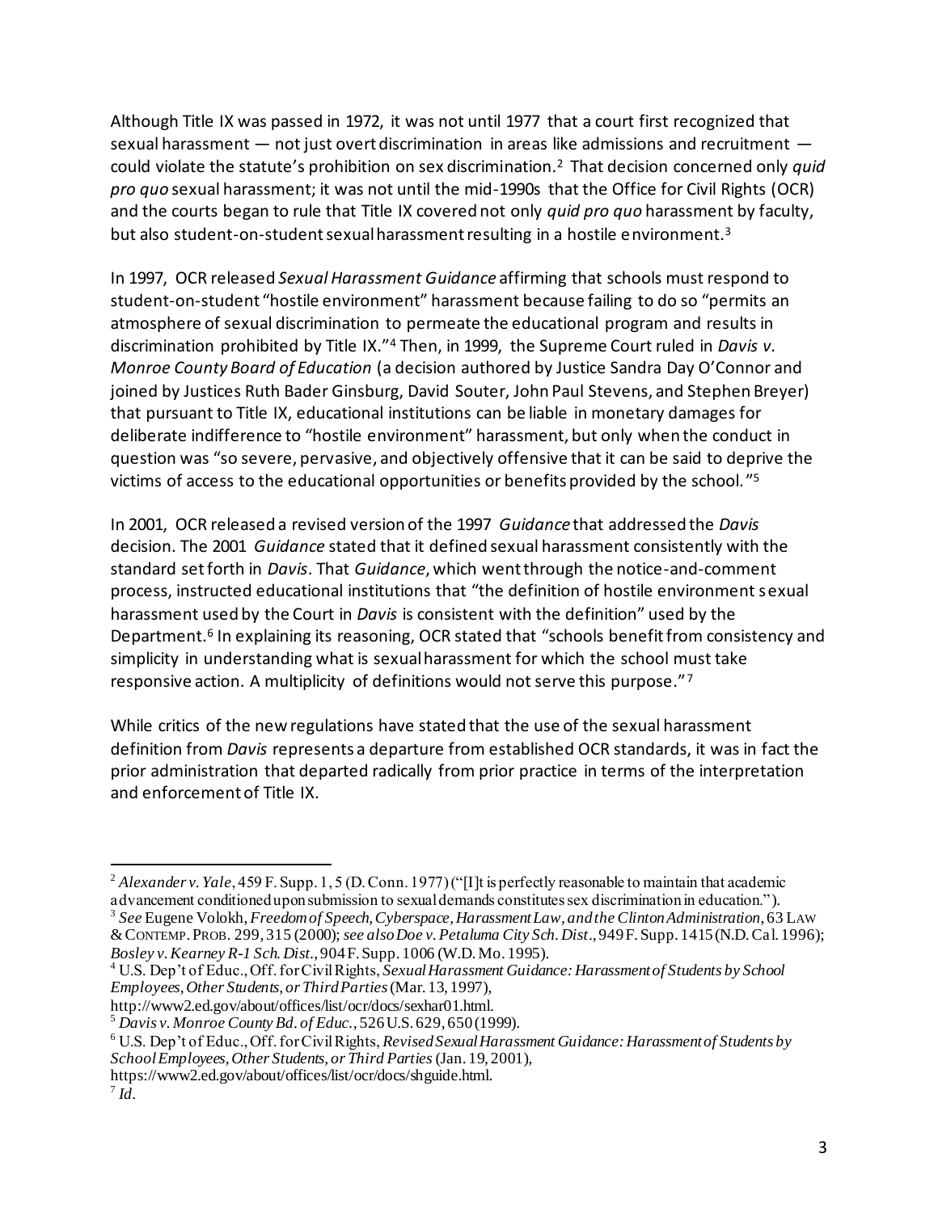Although Title IX was passed in 1972, it was not until 1977 that a court first recognized that sexual harassment — not just overt discrimination in areas like admissions and recruitment — could violate the statute's prohibition on sex discrimination.[2] That decision concerned only *quid pro quo* sexual harassment; it was not until the mid-1990s that the Office for Civil Rights (OCR) and the courts began to rule that Title IX covered not only *quid pro quo* harassment by faculty, but also student-on-student sexual harassment resulting in a hostile environment.[3]

In 1997, OCR released *Sexual Harassment Guidance* affirming that schools must respond to student-on-student "hostile environment" harassment because failing to do so "permits an atmosphere of sexual discrimination to permeate the educational program and results in discrimination prohibited by Title IX."[4] Then, in 1999, the Supreme Court ruled in *Davis v. Monroe County Board of Education* (a decision authored by Justice Sandra Day O'Connor and joined by Justices Ruth Bader Ginsburg, David Souter, John Paul Stevens, and Stephen Breyer) that pursuant to Title IX, educational institutions can be liable in monetary damages for deliberate indifference to "hostile environment" harassment, but only when the conduct in question was "so severe, pervasive, and objectively offensive that it can be said to deprive the victims of access to the educational opportunities or benefits provided by the school."[5]

In 2001, OCR released a revised version of the 1997 *Guidance* that addressed the *Davis* decision. The 2001 *Guidance* stated that it defined sexual harassment consistently with the standard set forth in *Davis*. That *Guidance*, which went through the notice-and-comment process, instructed educational institutions that "the definition of hostile environment sexual harassment used by the Court in *Davis* is consistent with the definition" used by the Department.[6] In explaining its reasoning, OCR stated that "schools benefit from consistency and simplicity in understanding what is sexual harassment for which the school must take responsive action. A multiplicity of definitions would not serve this purpose."[7]

While critics of the new regulations have stated that the use of the sexual harassment definition from *Davis* represents a departure from established OCR standards, it was in fact the prior administration that departed radically from prior practice in terms of the interpretation and enforcement of Title IX.

---

[2] *Alexander v. Yale*, 459 F. Supp. 1, 5 (D. Conn. 1977) ("[I]t is perfectly reasonable to maintain that academic advancement conditioned upon submission to sexual demands constitutes sex discrimination in education.").

[3] *See* Eugene Volokh, *Freedom of Speech, Cyberspace, Harassment Law, and the Clinton Administration*, 63 LAW & CONTEMP. PROB. 299, 315 (2000); *see also Doe v. Petaluma City Sch. Dist*., 949 F. Supp. 1415 (N.D. Cal. 1996); *Bosley v. Kearney R-1 Sch. Dist.*, 904 F. Supp. 1006 (W.D. Mo. 1995).

[4] U.S. Dep't of Educ., Off. for Civil Rights, *Sexual Harassment Guidance: Harassment of Students by School Employees, Other Students, or Third Parties* (Mar. 13, 1997), http://www2.ed.gov/about/offices/list/ocr/docs/sexhar01.html.

[5] *Davis v. Monroe County Bd. of Educ.*, 526 U.S. 629, 650 (1999).

[6] U.S. Dep't of Educ., Off. for Civil Rights, *Revised Sexual Harassment Guidance: Harassment of Students by School Employees, Other Students, or Third Parties* (Jan. 19, 2001), https://www2.ed.gov/about/offices/list/ocr/docs/shguide.html.

[7] *Id*.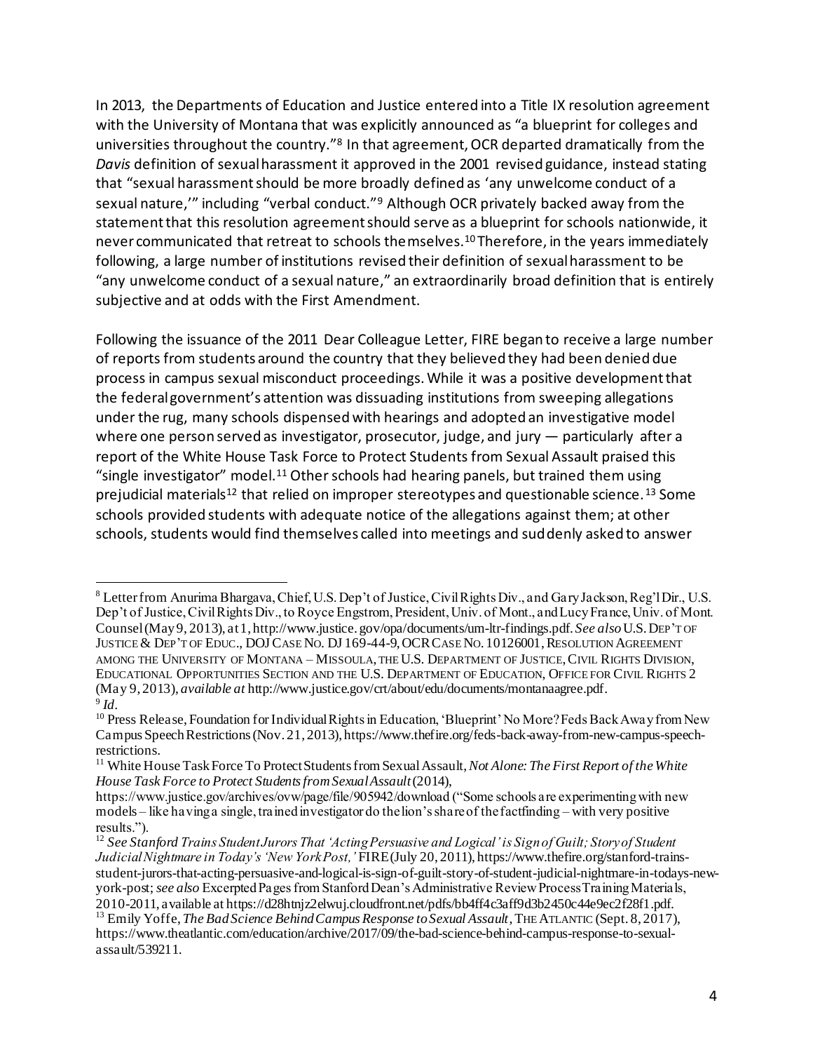In 2013, the Departments of Education and Justice entered into a Title IX resolution agreement with the University of Montana that was explicitly announced as "a blueprint for colleges and universities throughout the country."[8] In that agreement, OCR departed dramatically from the *Davis* definition of sexual harassment it approved in the 2001 revised guidance, instead stating that "sexual harassment should be more broadly defined as 'any unwelcome conduct of a sexual nature,'" including "verbal conduct."[9] Although OCR privately backed away from the statement that this resolution agreement should serve as a blueprint for schools nationwide, it never communicated that retreat to schools themselves.[10] Therefore, in the years immediately following, a large number of institutions revised their definition of sexual harassment to be "any unwelcome conduct of a sexual nature," an extraordinarily broad definition that is entirely subjective and at odds with the First Amendment.

Following the issuance of the 2011 Dear Colleague Letter, FIRE began to receive a large number of reports from students around the country that they believed they had been denied due process in campus sexual misconduct proceedings. While it was a positive development that the federal government's attention was dissuading institutions from sweeping allegations under the rug, many schools dispensed with hearings and adopted an investigative model where one person served as investigator, prosecutor, judge, and jury — particularly after a report of the White House Task Force to Protect Students from Sexual Assault praised this "single investigator" model.[11] Other schools had hearing panels, but trained them using prejudicial materials[12] that relied on improper stereotypes and questionable science.[13] Some schools provided students with adequate notice of the allegations against them; at other schools, students would find themselves called into meetings and suddenly asked to answer

---

[8] Letter from Anurima Bhargava, Chief, U.S. Dep't of Justice, Civil Rights Div., and Gary Jackson, Reg'l Dir., U.S. Dep't of Justice, Civil Rights Div., to Royce Engstrom, President, Univ. of Mont., and Lucy France, Univ. of Mont. Counsel (May 9, 2013), at 1, http://www.justice.gov/opa/documents/um-ltr-findings.pdf. *See also* U.S. DEP'T OF JUSTICE & DEP'T OF EDUC., DOJ CASE NO. DJ 169-44-9, OCR CASE NO. 10126001, RESOLUTION AGREEMENT AMONG THE UNIVERSITY OF MONTANA – MISSOULA, THE U.S. DEPARTMENT OF JUSTICE, CIVIL RIGHTS DIVISION, EDUCATIONAL OPPORTUNITIES SECTION AND THE U.S. DEPARTMENT OF EDUCATION, OFFICE FOR CIVIL RIGHTS 2 (May 9, 2013), *available at* http://www.justice.gov/crt/about/edu/documents/montanaagree.pdf.

[9] *Id*.

[10] Press Release, Foundation for Individual Rights in Education, 'Blueprint' No More? Feds Back Away from New Campus Speech Restrictions (Nov. 21, 2013), https://www.thefire.org/feds-back-away-from-new-campus-speech-restrictions.

[11] White House Task Force To Protect Students from Sexual Assault, *Not Alone: The First Report of the White House Task Force to Protect Students from Sexual Assault* (2014), https://www.justice.gov/archives/ovw/page/file/905942/download ("Some schools are experimenting with new models – like having a single, trained investigator do the lion's share of the factfinding – with very positive results.").

[12] *See Stanford Trains Student Jurors That 'Acting Persuasive and Logical' is Sign of Guilt; Story of Student Judicial Nightmare in Today's 'New York Post,'* FIRE (July 20, 2011), https://www.thefire.org/stanford-trains-student-jurors-that-acting-persuasive-and-logical-is-sign-of-guilt-story-of-student-judicial-nightmare-in-todays-new-york-post; *see also* Excerpted Pages from Stanford Dean's Administrative Review Process Training Materials, 2010-2011, available at https://d28htnjz2elwuj.cloudfront.net/pdfs/bb4ff4c3aff9d3b2450c44e9ec2f28f1.pdf.

[13] Emily Yoffe, *The Bad Science Behind Campus Response to Sexual Assault*, THE ATLANTIC (Sept. 8, 2017), https://www.theatlantic.com/education/archive/2017/09/the-bad-science-behind-campus-response-to-sexual-assault/539211.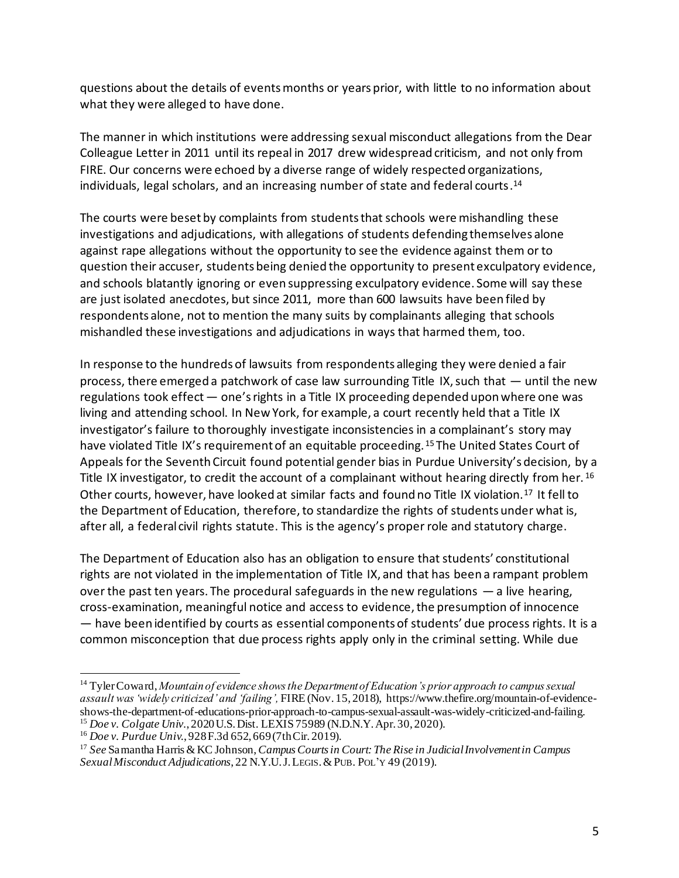questions about the details of events months or years prior, with little to no information about what they were alleged to have done.

The manner in which institutions were addressing sexual misconduct allegations from the Dear Colleague Letter in 2011 until its repeal in 2017 drew widespread criticism, and not only from FIRE. Our concerns were echoed by a diverse range of widely respected organizations, individuals, legal scholars, and an increasing number of state and federal courts.[14]

The courts were beset by complaints from students that schools were mishandling these investigations and adjudications, with allegations of students defending themselves alone against rape allegations without the opportunity to see the evidence against them or to question their accuser, students being denied the opportunity to present exculpatory evidence, and schools blatantly ignoring or even suppressing exculpatory evidence. Some will say these are just isolated anecdotes, but since 2011, more than 600 lawsuits have been filed by respondents alone, not to mention the many suits by complainants alleging that schools mishandled these investigations and adjudications in ways that harmed them, too.

In response to the hundreds of lawsuits from respondents alleging they were denied a fair process, there emerged a patchwork of case law surrounding Title IX, such that — until the new regulations took effect — one's rights in a Title IX proceeding depended upon where one was living and attending school. In New York, for example, a court recently held that a Title IX investigator's failure to thoroughly investigate inconsistencies in a complainant's story may have violated Title IX's requirement of an equitable proceeding.[15] The United States Court of Appeals for the Seventh Circuit found potential gender bias in Purdue University's decision, by a Title IX investigator, to credit the account of a complainant without hearing directly from her.[16] Other courts, however, have looked at similar facts and found no Title IX violation.[17] It fell to the Department of Education, therefore, to standardize the rights of students under what is, after all, a federal civil rights statute. This is the agency's proper role and statutory charge.

The Department of Education also has an obligation to ensure that students' constitutional rights are not violated in the implementation of Title IX, and that has been a rampant problem over the past ten years. The procedural safeguards in the new regulations — a live hearing, cross-examination, meaningful notice and access to evidence, the presumption of innocence — have been identified by courts as essential components of students' due process rights. It is a common misconception that due process rights apply only in the criminal setting. While due

---

[14] Tyler Coward, *Mountain of evidence shows the Department of Education's prior approach to campus sexual assault was 'widely criticized' and 'failing',* FIRE (Nov. 15, 2018), https://www.thefire.org/mountain-of-evidence-shows-the-department-of-educations-prior-approach-to-campus-sexual-assault-was-widely-criticized-and-failing.

[15] *Doe v. Colgate Univ.*, 2020 U.S. Dist. LEXIS 75989 (N.D.N.Y. Apr. 30, 2020).

[16] *Doe v. Purdue Univ.*, 928 F.3d 652, 669 (7th Cir. 2019).

[17] *See* Samantha Harris & KC Johnson, *Campus Courts in Court: The Rise in Judicial Involvement in Campus Sexual Misconduct Adjudications*, 22 N.Y.U. J. LEGIS. & PUB. POL'Y 49 (2019).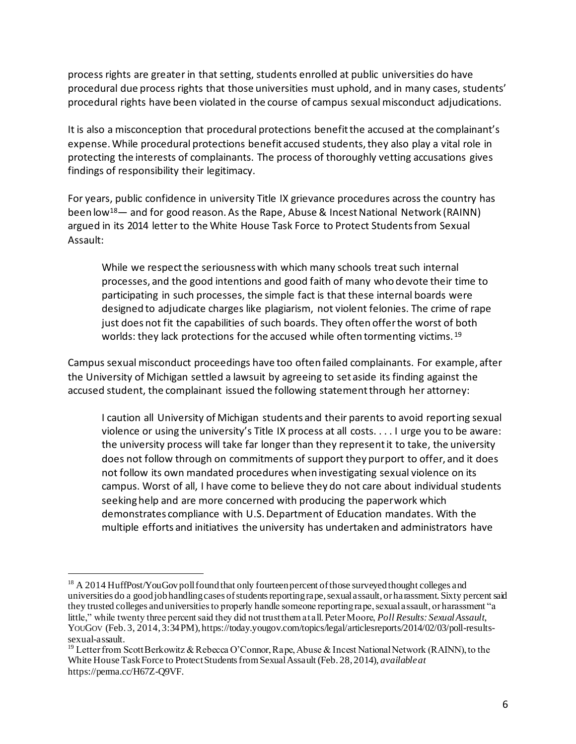process rights are greater in that setting, students enrolled at public universities do have procedural due process rights that those universities must uphold, and in many cases, students' procedural rights have been violated in the course of campus sexual misconduct adjudications.

It is also a misconception that procedural protections benefit the accused at the complainant's expense. While procedural protections benefit accused students, they also play a vital role in protecting the interests of complainants. The process of thoroughly vetting accusations gives findings of responsibility their legitimacy.

For years, public confidence in university Title IX grievance procedures across the country has been low[18]— and for good reason. As the Rape, Abuse & Incest National Network (RAINN) argued in its 2014 letter to the White House Task Force to Protect Students from Sexual Assault:

> While we respect the seriousness with which many schools treat such internal processes, and the good intentions and good faith of many who devote their time to participating in such processes, the simple fact is that these internal boards were designed to adjudicate charges like plagiarism, not violent felonies. The crime of rape just does not fit the capabilities of such boards. They often offer the worst of both worlds: they lack protections for the accused while often tormenting victims.[19]

Campus sexual misconduct proceedings have too often failed complainants. For example, after the University of Michigan settled a lawsuit by agreeing to set aside its finding against the accused student, the complainant issued the following statement through her attorney:

> I caution all University of Michigan students and their parents to avoid reporting sexual violence or using the university's Title IX process at all costs. . . . I urge you to be aware: the university process will take far longer than they represent it to take, the university does not follow through on commitments of support they purport to offer, and it does not follow its own mandated procedures when investigating sexual violence on its campus. Worst of all, I have come to believe they do not care about individual students seeking help and are more concerned with producing the paperwork which demonstrates compliance with U.S. Department of Education mandates. With the multiple efforts and initiatives the university has undertaken and administrators have

---

[18] A 2014 HuffPost/YouGov poll found that only fourteen percent of those surveyed thought colleges and universities do a good job handling cases of students reporting rape, sexual assault, or harassment. Sixty percent said they trusted colleges and universities to properly handle someone reporting rape, sexual assault, or harassment "a little," while twenty three percent said they did not trust them at all. Peter Moore, *Poll Results: Sexual Assault*, YOUGOV (Feb. 3, 2014, 3:34 PM), https://today.yougov.com/topics/legal/articlesreports/2014/02/03/poll-results-sexual-assault.

[19] Letter from Scott Berkowitz & Rebecca O'Connor, Rape, Abuse & Incest National Network (RAINN), to the White House Task Force to Protect Students from Sexual Assault (Feb. 28, 2014), *available at* https://perma.cc/H67Z-Q9VF.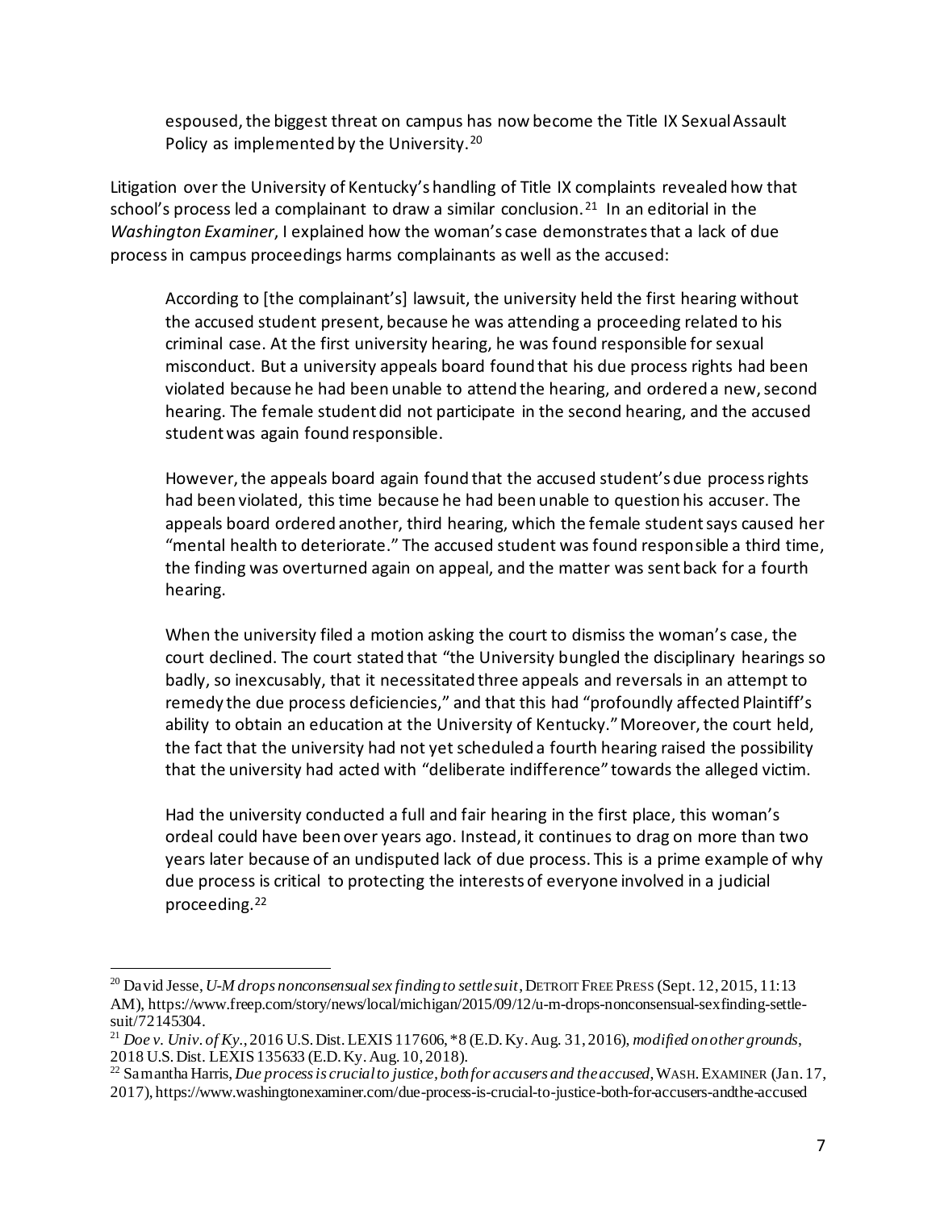> espoused, the biggest threat on campus has now become the Title IX Sexual Assault Policy as implemented by the University.[20]

Litigation over the University of Kentucky's handling of Title IX complaints revealed how that school's process led a complainant to draw a similar conclusion.[21] In an editorial in the *Washington Examiner*, I explained how the woman's case demonstrates that a lack of due process in campus proceedings harms complainants as well as the accused:

> According to [the complainant's] lawsuit, the university held the first hearing without the accused student present, because he was attending a proceeding related to his criminal case. At the first university hearing, he was found responsible for sexual misconduct. But a university appeals board found that his due process rights had been violated because he had been unable to attend the hearing, and ordered a new, second hearing. The female student did not participate in the second hearing, and the accused student was again found responsible.
>
> However, the appeals board again found that the accused student's due process rights had been violated, this time because he had been unable to question his accuser. The appeals board ordered another, third hearing, which the female student says caused her "mental health to deteriorate." The accused student was found responsible a third time, the finding was overturned again on appeal, and the matter was sent back for a fourth hearing.
>
> When the university filed a motion asking the court to dismiss the woman's case, the court declined. The court stated that "the University bungled the disciplinary hearings so badly, so inexcusably, that it necessitated three appeals and reversals in an attempt to remedy the due process deficiencies," and that this had "profoundly affected Plaintiff's ability to obtain an education at the University of Kentucky." Moreover, the court held, the fact that the university had not yet scheduled a fourth hearing raised the possibility that the university had acted with "deliberate indifference" towards the alleged victim.
>
> Had the university conducted a full and fair hearing in the first place, this woman's ordeal could have been over years ago. Instead, it continues to drag on more than two years later because of an undisputed lack of due process. This is a prime example of why due process is critical to protecting the interests of everyone involved in a judicial proceeding.[22]

---

[20] David Jesse, *U-M drops nonconsensual sex finding to settle suit*, DETROIT FREE PRESS (Sept. 12, 2015, 11:13 AM), https://www.freep.com/story/news/local/michigan/2015/09/12/u-m-drops-nonconsensual-sexfinding-settle-suit/72145304.

[21] *Doe v. Univ. of Ky.*, 2016 U.S. Dist. LEXIS 117606, *8 (E.D. Ky. Aug. 31, 2016), *modified on other grounds*, 2018 U.S. Dist. LEXIS 135633 (E.D. Ky. Aug. 10, 2018).

[22] Samantha Harris, *Due process is crucial to justice, both for accusers and the accused*, WASH. EXAMINER (Jan. 17, 2017), https://www.washingtonexaminer.com/due-process-is-crucial-to-justice-both-for-accusers-andthe-accused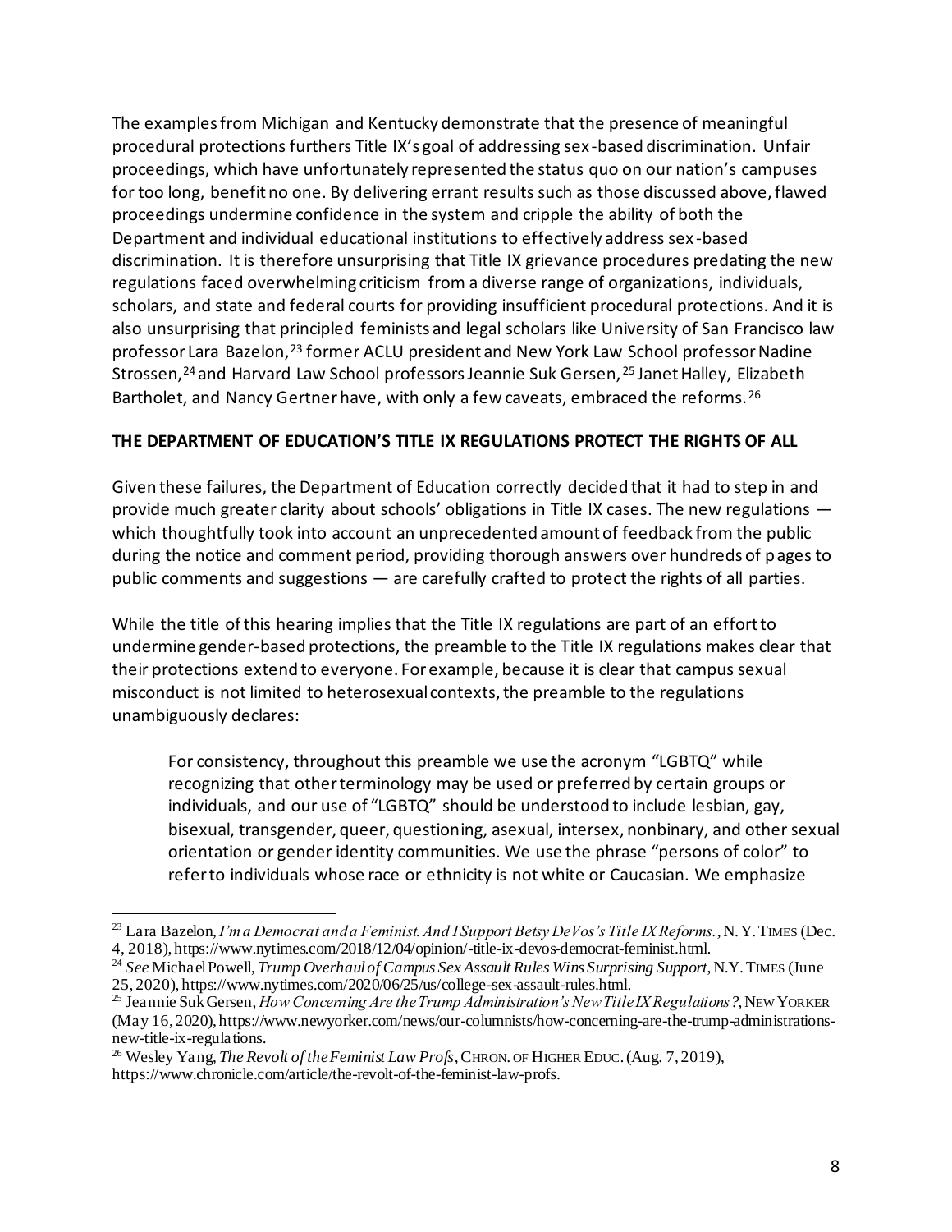The examples from Michigan and Kentucky demonstrate that the presence of meaningful procedural protections furthers Title IX's goal of addressing sex-based discrimination. Unfair proceedings, which have unfortunately represented the status quo on our nation's campuses for too long, benefit no one. By delivering errant results such as those discussed above, flawed proceedings undermine confidence in the system and cripple the ability of both the Department and individual educational institutions to effectively address sex-based discrimination. It is therefore unsurprising that Title IX grievance procedures predating the new regulations faced overwhelming criticism from a diverse range of organizations, individuals, scholars, and state and federal courts for providing insufficient procedural protections. And it is also unsurprising that principled feminists and legal scholars like University of San Francisco law professor Lara Bazelon,[23] former ACLU president and New York Law School professor Nadine Strossen,[24] and Harvard Law School professors Jeannie Suk Gersen,[25] Janet Halley, Elizabeth Bartholet, and Nancy Gertner have, with only a few caveats, embraced the reforms.[26]

**THE DEPARTMENT OF EDUCATION'S TITLE IX REGULATIONS PROTECT THE RIGHTS OF ALL**

Given these failures, the Department of Education correctly decided that it had to step in and provide much greater clarity about schools' obligations in Title IX cases. The new regulations — which thoughtfully took into account an unprecedented amount of feedback from the public during the notice and comment period, providing thorough answers over hundreds of pages to public comments and suggestions — are carefully crafted to protect the rights of all parties.

While the title of this hearing implies that the Title IX regulations are part of an effort to undermine gender-based protections, the preamble to the Title IX regulations makes clear that their protections extend to everyone. For example, because it is clear that campus sexual misconduct is not limited to heterosexual contexts, the preamble to the regulations unambiguously declares:

> For consistency, throughout this preamble we use the acronym "LGBTQ" while recognizing that other terminology may be used or preferred by certain groups or individuals, and our use of "LGBTQ" should be understood to include lesbian, gay, bisexual, transgender, queer, questioning, asexual, intersex, nonbinary, and other sexual orientation or gender identity communities. We use the phrase "persons of color" to refer to individuals whose race or ethnicity is not white or Caucasian. We emphasize

---

[23] Lara Bazelon, *I'm a Democrat and a Feminist. And I Support Betsy DeVos's Title IX Reforms.*, N.Y. TIMES (Dec. 4, 2018), https://www.nytimes.com/2018/12/04/opinion/-title-ix-devos-democrat-feminist.html.

[24] *See* Michael Powell, *Trump Overhaul of Campus Sex Assault Rules Wins Surprising Support*, N.Y. TIMES (June 25, 2020), https://www.nytimes.com/2020/06/25/us/college-sex-assault-rules.html.

[25] Jeannie Suk Gersen, *How Concerning Are the Trump Administration's New Title IX Regulations?*, NEW YORKER (May 16, 2020), https://www.newyorker.com/news/our-columnists/how-concerning-are-the-trump-administrations-new-title-ix-regulations.

[26] Wesley Yang, *The Revolt of the Feminist Law Profs*, CHRON. OF HIGHER EDUC. (Aug. 7, 2019), https://www.chronicle.com/article/the-revolt-of-the-feminist-law-profs.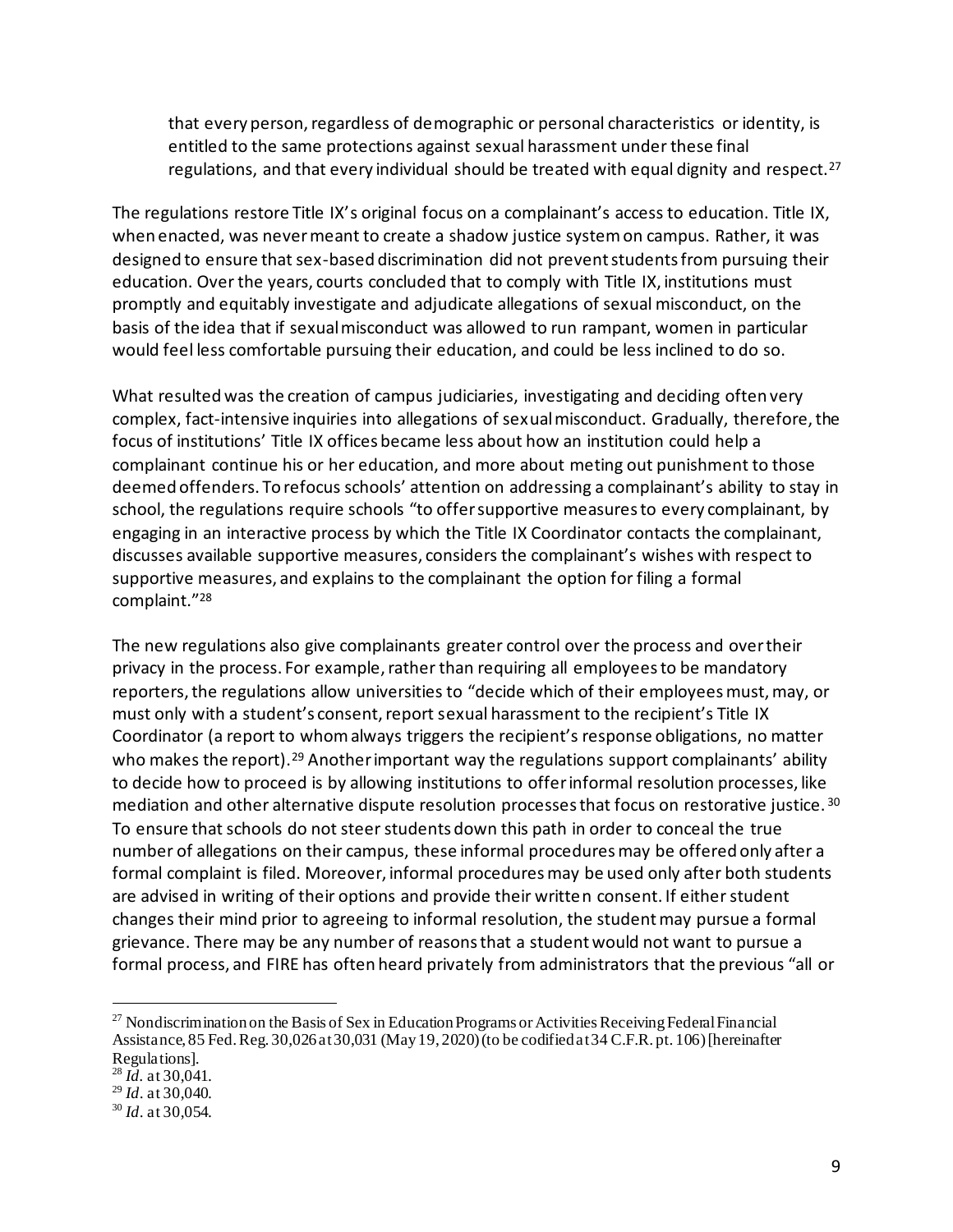> that every person, regardless of demographic or personal characteristics or identity, is entitled to the same protections against sexual harassment under these final regulations, and that every individual should be treated with equal dignity and respect.[27]

The regulations restore Title IX's original focus on a complainant's access to education. Title IX, when enacted, was never meant to create a shadow justice system on campus. Rather, it was designed to ensure that sex-based discrimination did not prevent students from pursuing their education. Over the years, courts concluded that to comply with Title IX, institutions must promptly and equitably investigate and adjudicate allegations of sexual misconduct, on the basis of the idea that if sexual misconduct was allowed to run rampant, women in particular would feel less comfortable pursuing their education, and could be less inclined to do so.

What resulted was the creation of campus judiciaries, investigating and deciding often very complex, fact-intensive inquiries into allegations of sexual misconduct. Gradually, therefore, the focus of institutions' Title IX offices became less about how an institution could help a complainant continue his or her education, and more about meting out punishment to those deemed offenders. To refocus schools' attention on addressing a complainant's ability to stay in school, the regulations require schools "to offer supportive measures to every complainant, by engaging in an interactive process by which the Title IX Coordinator contacts the complainant, discusses available supportive measures, considers the complainant's wishes with respect to supportive measures, and explains to the complainant the option for filing a formal complaint."[28]

The new regulations also give complainants greater control over the process and over their privacy in the process. For example, rather than requiring all employees to be mandatory reporters, the regulations allow universities to "decide which of their employees must, may, or must only with a student's consent, report sexual harassment to the recipient's Title IX Coordinator (a report to whom always triggers the recipient's response obligations, no matter who makes the report).[29] Another important way the regulations support complainants' ability to decide how to proceed is by allowing institutions to offer informal resolution processes, like mediation and other alternative dispute resolution processes that focus on restorative justice.[30] To ensure that schools do not steer students down this path in order to conceal the true number of allegations on their campus, these informal procedures may be offered only after a formal complaint is filed. Moreover, informal procedures may be used only after both students are advised in writing of their options and provide their written consent. If either student changes their mind prior to agreeing to informal resolution, the student may pursue a formal grievance. There may be any number of reasons that a student would not want to pursue a formal process, and FIRE has often heard privately from administrators that the previous "all or

---

[27] Nondiscrimination on the Basis of Sex in Education Programs or Activities Receiving Federal Financial Assistance, 85 Fed. Reg. 30,026 at 30,031 (May 19, 2020) (to be codified at 34 C.F.R. pt. 106) [hereinafter Regulations].

[28] *Id.* at 30,041.

[29] *Id.* at 30,040.

[30] *Id.* at 30,054.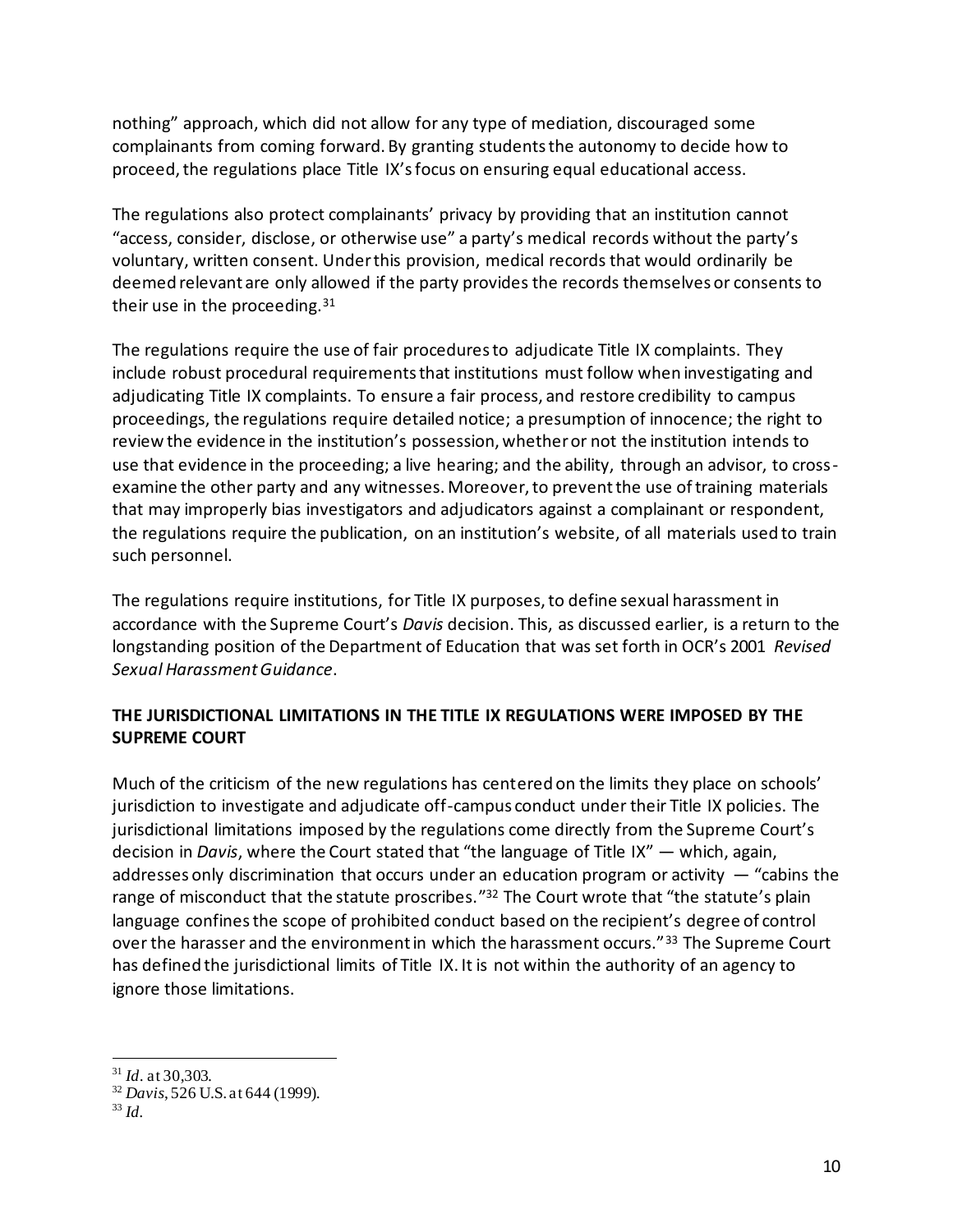nothing" approach, which did not allow for any type of mediation, discouraged some complainants from coming forward. By granting students the autonomy to decide how to proceed, the regulations place Title IX's focus on ensuring equal educational access.

The regulations also protect complainants' privacy by providing that an institution cannot "access, consider, disclose, or otherwise use" a party's medical records without the party's voluntary, written consent. Under this provision, medical records that would ordinarily be deemed relevant are only allowed if the party provides the records themselves or consents to their use in the proceeding.[31]

The regulations require the use of fair procedures to adjudicate Title IX complaints. They include robust procedural requirements that institutions must follow when investigating and adjudicating Title IX complaints. To ensure a fair process, and restore credibility to campus proceedings, the regulations require detailed notice; a presumption of innocence; the right to review the evidence in the institution's possession, whether or not the institution intends to use that evidence in the proceeding; a live hearing; and the ability, through an advisor, to cross-examine the other party and any witnesses. Moreover, to prevent the use of training materials that may improperly bias investigators and adjudicators against a complainant or respondent, the regulations require the publication, on an institution's website, of all materials used to train such personnel.

The regulations require institutions, for Title IX purposes, to define sexual harassment in accordance with the Supreme Court's *Davis* decision. This, as discussed earlier, is a return to the longstanding position of the Department of Education that was set forth in OCR's 2001 *Revised Sexual Harassment Guidance*.

**THE JURISDICTIONAL LIMITATIONS IN THE TITLE IX REGULATIONS WERE IMPOSED BY THE SUPREME COURT**

Much of the criticism of the new regulations has centered on the limits they place on schools' jurisdiction to investigate and adjudicate off-campus conduct under their Title IX policies. The jurisdictional limitations imposed by the regulations come directly from the Supreme Court's decision in *Davis*, where the Court stated that "the language of Title IX" — which, again, addresses only discrimination that occurs under an education program or activity — "cabins the range of misconduct that the statute proscribes."[32] The Court wrote that "the statute's plain language confines the scope of prohibited conduct based on the recipient's degree of control over the harasser and the environment in which the harassment occurs."[33] The Supreme Court has defined the jurisdictional limits of Title IX. It is not within the authority of an agency to ignore those limitations.

---

[31] *Id*. at 30,303.

[32] *Davis*, 526 U.S. at 644 (1999).

[33] *Id*.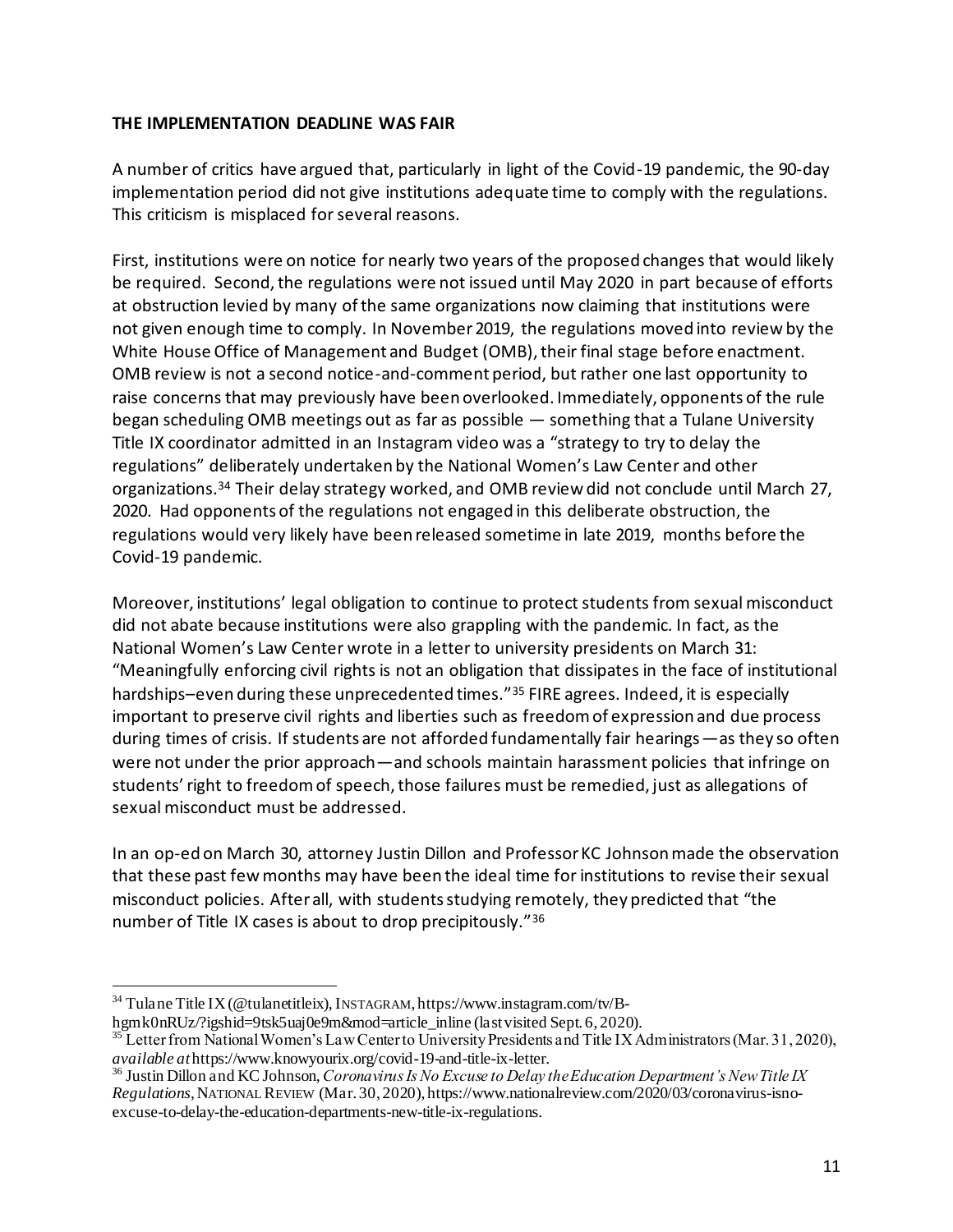**THE IMPLEMENTATION DEADLINE WAS FAIR**

A number of critics have argued that, particularly in light of the Covid-19 pandemic, the 90-day implementation period did not give institutions adequate time to comply with the regulations. This criticism is misplaced for several reasons.

First, institutions were on notice for nearly two years of the proposed changes that would likely be required. Second, the regulations were not issued until May 2020 in part because of efforts at obstruction levied by many of the same organizations now claiming that institutions were not given enough time to comply. In November 2019, the regulations moved into review by the White House Office of Management and Budget (OMB), their final stage before enactment. OMB review is not a second notice-and-comment period, but rather one last opportunity to raise concerns that may previously have been overlooked. Immediately, opponents of the rule began scheduling OMB meetings out as far as possible — something that a Tulane University Title IX coordinator admitted in an Instagram video was a "strategy to try to delay the regulations" deliberately undertaken by the National Women's Law Center and other organizations.[34] Their delay strategy worked, and OMB review did not conclude until March 27, 2020. Had opponents of the regulations not engaged in this deliberate obstruction, the regulations would very likely have been released sometime in late 2019, months before the Covid-19 pandemic.

Moreover, institutions' legal obligation to continue to protect students from sexual misconduct did not abate because institutions were also grappling with the pandemic. In fact, as the National Women's Law Center wrote in a letter to university presidents on March 31: "Meaningfully enforcing civil rights is not an obligation that dissipates in the face of institutional hardships–even during these unprecedented times."[35] FIRE agrees. Indeed, it is especially important to preserve civil rights and liberties such as freedom of expression and due process during times of crisis. If students are not afforded fundamentally fair hearings—as they so often were not under the prior approach—and schools maintain harassment policies that infringe on students' right to freedom of speech, those failures must be remedied, just as allegations of sexual misconduct must be addressed.

In an op-ed on March 30, attorney Justin Dillon and Professor KC Johnson made the observation that these past few months may have been the ideal time for institutions to revise their sexual misconduct policies. After all, with students studying remotely, they predicted that "the number of Title IX cases is about to drop precipitously."[36]

---

[34] Tulane Title IX (@tulanetitleix), INSTAGRAM, https://www.instagram.com/tv/B-hgmk0nRUz/?igshid=9tsk5uaj0e9m&mod=article_inline (last visited Sept. 6, 2020).

[35] Letter from National Women's Law Center to University Presidents and Title IX Administrators (Mar. 31, 2020), *available at* https://www.knowyourix.org/covid-19-and-title-ix-letter.

[36] Justin Dillon and KC Johnson, *Coronavirus Is No Excuse to Delay the Education Department's New Title IX Regulations*, NATIONAL REVIEW (Mar. 30, 2020), https://www.nationalreview.com/2020/03/coronavirus-isno-excuse-to-delay-the-education-departments-new-title-ix-regulations.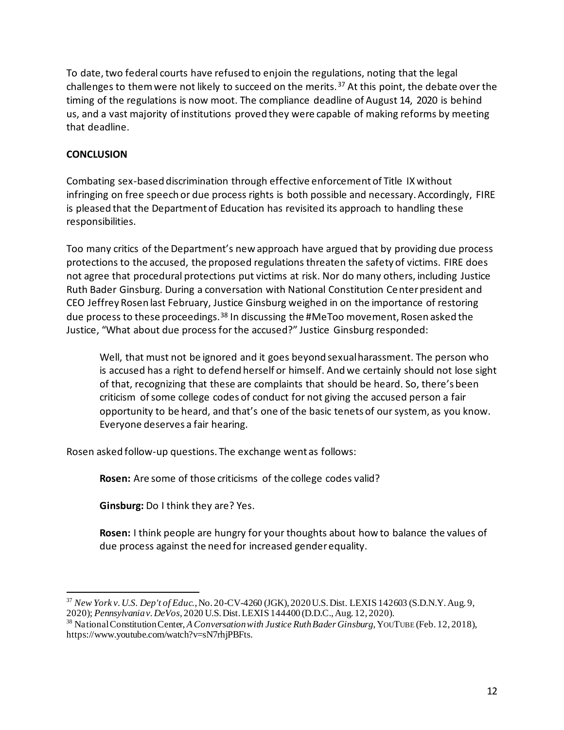To date, two federal courts have refused to enjoin the regulations, noting that the legal challenges to them were not likely to succeed on the merits.[37] At this point, the debate over the timing of the regulations is now moot. The compliance deadline of August 14, 2020 is behind us, and a vast majority of institutions proved they were capable of making reforms by meeting that deadline.

**CONCLUSION**

Combating sex-based discrimination through effective enforcement of Title IX without infringing on free speech or due process rights is both possible and necessary. Accordingly, FIRE is pleased that the Department of Education has revisited its approach to handling these responsibilities.

Too many critics of the Department's new approach have argued that by providing due process protections to the accused, the proposed regulations threaten the safety of victims. FIRE does not agree that procedural protections put victims at risk. Nor do many others, including Justice Ruth Bader Ginsburg. During a conversation with National Constitution Center president and CEO Jeffrey Rosen last February, Justice Ginsburg weighed in on the importance of restoring due process to these proceedings.[38] In discussing the #MeToo movement, Rosen asked the Justice, "What about due process for the accused?" Justice Ginsburg responded:

> Well, that must not be ignored and it goes beyond sexual harassment. The person who is accused has a right to defend herself or himself. And we certainly should not lose sight of that, recognizing that these are complaints that should be heard. So, there's been criticism of some college codes of conduct for not giving the accused person a fair opportunity to be heard, and that's one of the basic tenets of our system, as you know. Everyone deserves a fair hearing.

Rosen asked follow-up questions. The exchange went as follows:

> **Rosen:** Are some of those criticisms of the college codes valid?
>
> **Ginsburg:** Do I think they are? Yes.
>
> **Rosen:** I think people are hungry for your thoughts about how to balance the values of due process against the need for increased gender equality.

---

[37] *New York v. U.S. Dep't of Educ.*, No. 20-CV-4260 (JGK), 2020 U.S. Dist. LEXIS 142603 (S.D.N.Y. Aug. 9, 2020); *Pennsylvania v. DeVos*, 2020 U.S. Dist. LEXIS 144400 (D.D.C., Aug. 12, 2020).

[38] National Constitution Center, *A Conversation with Justice Ruth Bader Ginsburg*, YOUTUBE (Feb. 12, 2018), https://www.youtube.com/watch?v=sN7rhjPBFts.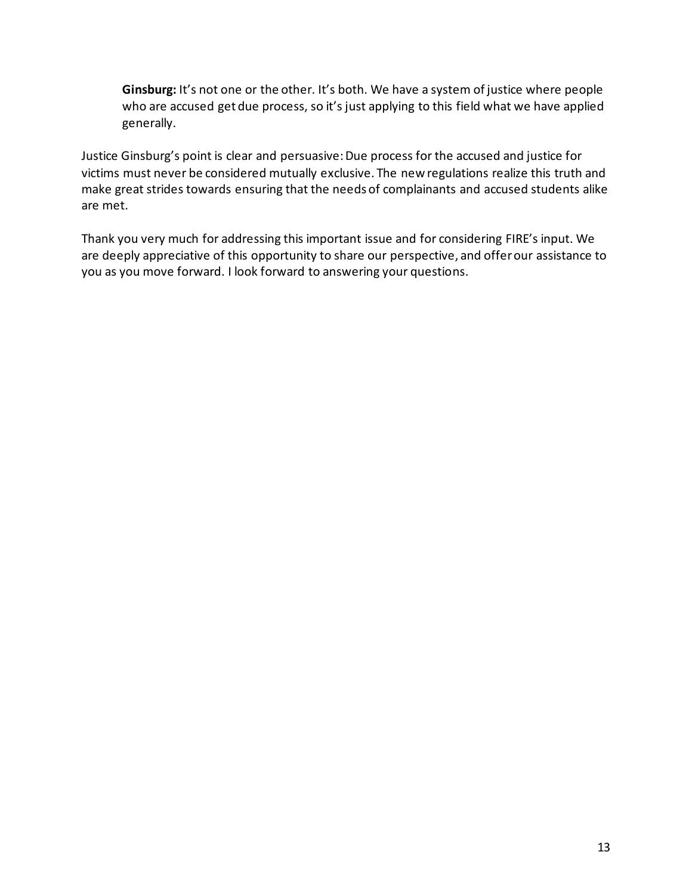> **Ginsburg:** It's not one or the other. It's both. We have a system of justice where people who are accused get due process, so it's just applying to this field what we have applied generally.

Justice Ginsburg's point is clear and persuasive: Due process for the accused and justice for victims must never be considered mutually exclusive. The new regulations realize this truth and make great strides towards ensuring that the needs of complainants and accused students alike are met.

Thank you very much for addressing this important issue and for considering FIRE's input. We are deeply appreciative of this opportunity to share our perspective, and offer our assistance to you as you move forward. I look forward to answering your questions.